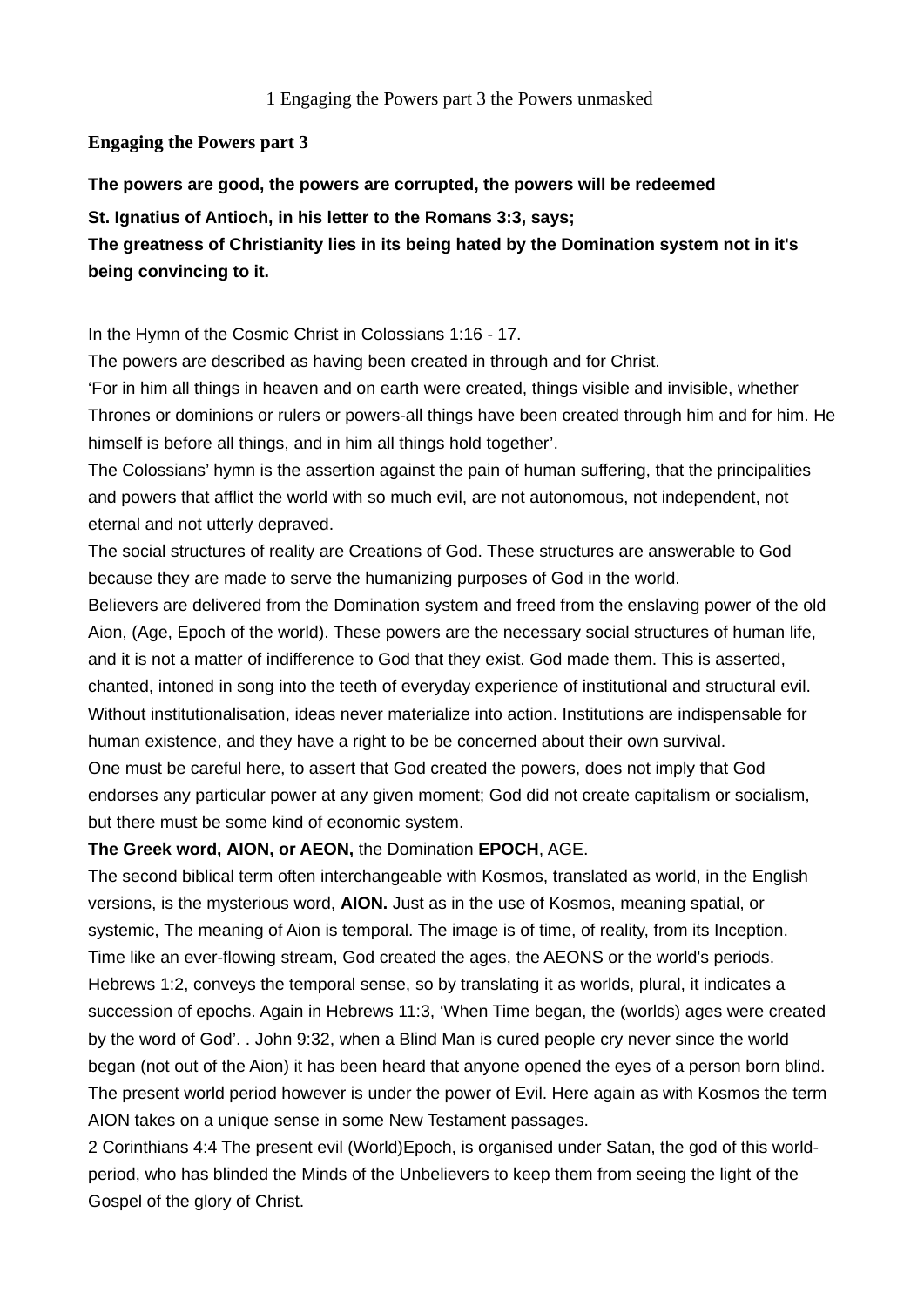1 Engaging the Powers part 3 the Powers unmasked

**Engaging the Powers part 3**

**The powers are good, the powers are corrupted, the powers will be redeemed**

**St. Ignatius of Antioch, in his letter to the Romans 3:3, says;**
**The greatness of Christianity lies in its being hated by the Domination system not in it's being convincing to it.**

In the Hymn of the Cosmic Christ in Colossians 1:16 - 17.
The powers are described as having been created in through and for Christ.
'For in him all things in heaven and on earth were created, things visible and invisible, whether Thrones or dominions or rulers or powers-all things have been created through him and for him. He himself is before all things, and in him all things hold together'.
The Colossians' hymn is the assertion against the pain of human suffering, that the principalities and powers that afflict the world with so much evil, are not autonomous, not independent, not eternal and not utterly depraved.
The social structures of reality are Creations of God. These structures are answerable to God because they are made to serve the humanizing purposes of God in the world.
Believers are delivered from the Domination system and freed from the enslaving power of the old Aion, (Age, Epoch of the world). These powers are the necessary social structures of human life, and it is not a matter of indifference to God that they exist. God made them. This is asserted, chanted, intoned in song into the teeth of everyday experience of institutional and structural evil. Without institutionalisation, ideas never materialize into action. Institutions are indispensable for human existence, and they have a right to be be concerned about their own survival.
One must be careful here, to assert that God created the powers, does not imply that God endorses any particular power at any given moment; God did not create capitalism or socialism, but there must be some kind of economic system.

**The Greek word, AION, or AEON,** the Domination **EPOCH**, AGE.
The second biblical term often interchangeable with Kosmos, translated as world, in the English versions, is the mysterious word, **AION.** Just as in the use of Kosmos, meaning spatial, or systemic, The meaning of Aion is temporal. The image is of time, of reality, from its Inception. Time like an ever-flowing stream, God created the ages, the AEONS or the world's periods. Hebrews 1:2, conveys the temporal sense, so by translating it as worlds, plural, it indicates a succession of epochs. Again in Hebrews 11:3, 'When Time began, the (worlds) ages were created by the word of God'. . John 9:32, when a Blind Man is cured people cry never since the world began (not out of the Aion) it has been heard that anyone opened the eyes of a person born blind. The present world period however is under the power of Evil. Here again as with Kosmos the term AION takes on a unique sense in some New Testament passages.
2 Corinthians 4:4 The present evil (World)Epoch, is organised under Satan, the god of this world-period, who has blinded the Minds of the Unbelievers to keep them from seeing the light of the Gospel of the glory of Christ.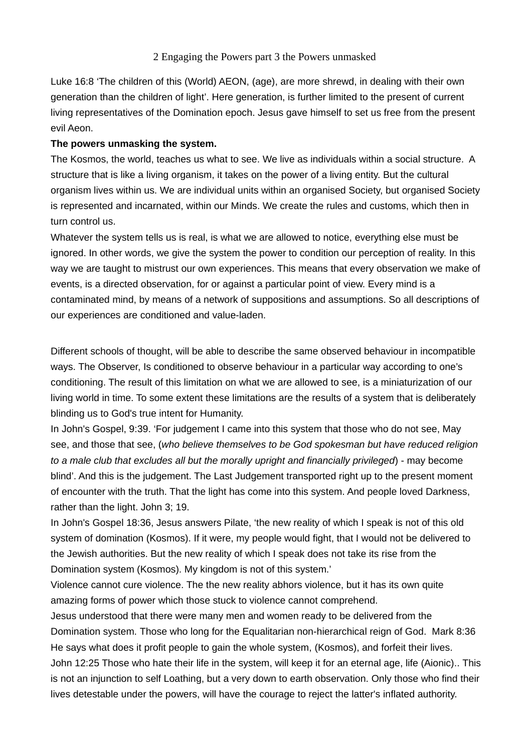2 Engaging the Powers part 3 the Powers unmasked

Luke 16:8 ‘The children of this (World) AEON, (age), are more shrewd, in dealing with their own generation than the children of light’. Here generation, is further limited to the present of current living representatives of the Domination epoch. Jesus gave himself to set us free from the present evil Aeon.

**The powers unmasking the system.**

The Kosmos, the world, teaches us what to see. We live as individuals within a social structure. A structure that is like a living organism, it takes on the power of a living entity. But the cultural organism lives within us. We are individual units within an organised Society, but organised Society is represented and incarnated, within our Minds. We create the rules and customs, which then in turn control us.

Whatever the system tells us is real, is what we are allowed to notice, everything else must be ignored. In other words, we give the system the power to condition our perception of reality. In this way we are taught to mistrust our own experiences. This means that every observation we make of events, is a directed observation, for or against a particular point of view. Every mind is a contaminated mind, by means of a network of suppositions and assumptions. So all descriptions of our experiences are conditioned and value-laden.

Different schools of thought, will be able to describe the same observed behaviour in incompatible ways. The Observer, Is conditioned to observe behaviour in a particular way according to one’s conditioning. The result of this limitation on what we are allowed to see, is a miniaturization of our living world in time. To some extent these limitations are the results of a system that is deliberately blinding us to God's true intent for Humanity.

In John's Gospel, 9:39. ‘For judgement I came into this system that those who do not see, May see, and those that see, (*who believe themselves to be God spokesman but have reduced religion to a male club that excludes all but the morally upright and financially privileged*) - may become blind’. And this is the judgement. The Last Judgement transported right up to the present moment of encounter with the truth. That the light has come into this system. And people loved Darkness, rather than the light. John 3; 19.

In John's Gospel 18:36, Jesus answers Pilate, ‘the new reality of which I speak is not of this old system of domination (Kosmos). If it were, my people would fight, that I would not be delivered to the Jewish authorities. But the new reality of which I speak does not take its rise from the Domination system (Kosmos). My kingdom is not of this system.’

Violence cannot cure violence. The the new reality abhors violence, but it has its own quite amazing forms of power which those stuck to violence cannot comprehend.

Jesus understood that there were many men and women ready to be delivered from the Domination system. Those who long for the Equalitarian non-hierarchical reign of God. Mark 8:36 He says what does it profit people to gain the whole system, (Kosmos), and forfeit their lives.

John 12:25 Those who hate their life in the system, will keep it for an eternal age, life (Aionic).. This is not an injunction to self Loathing, but a very down to earth observation. Only those who find their lives detestable under the powers, will have the courage to reject the latter's inflated authority.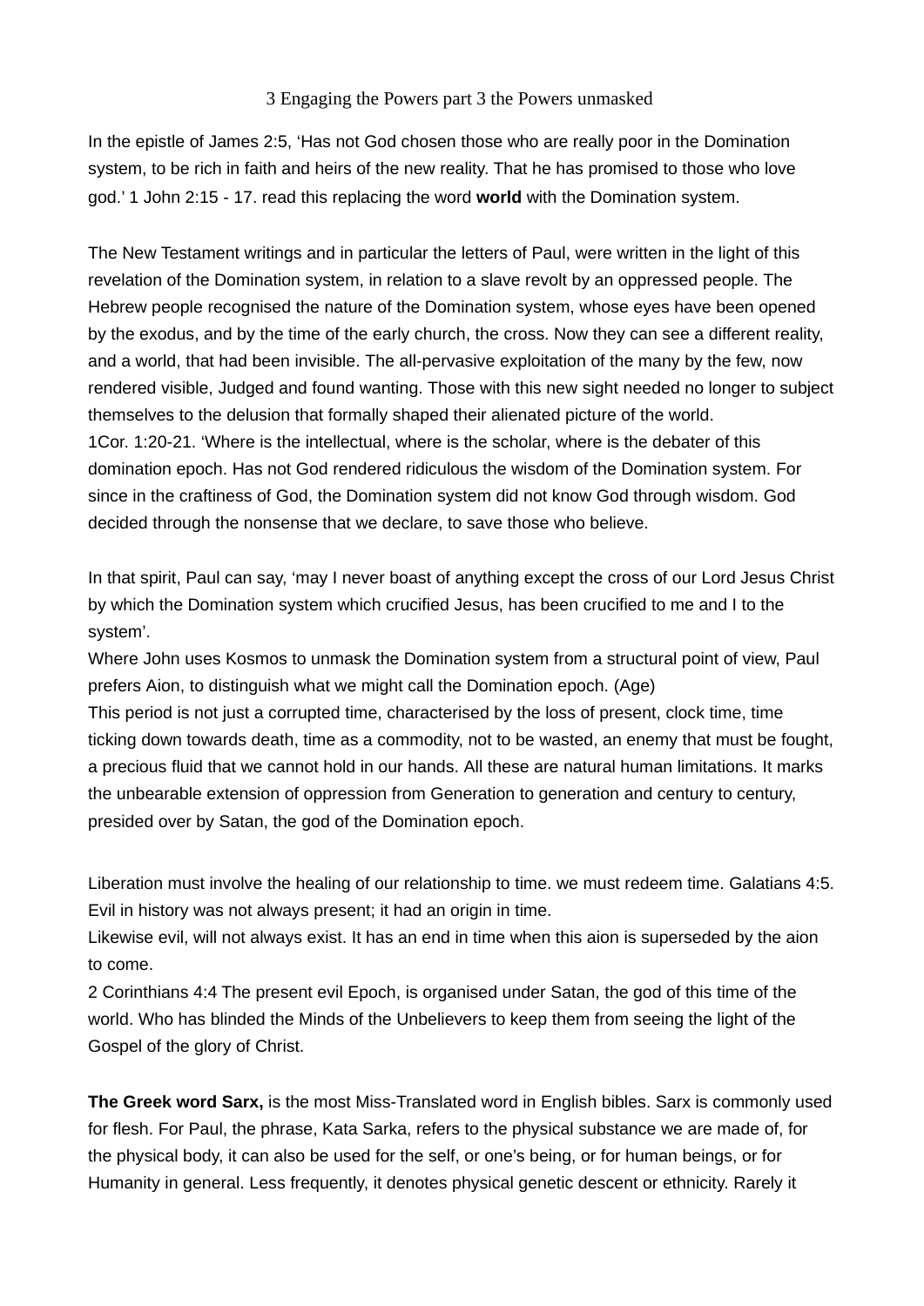3 Engaging the Powers part 3 the Powers unmasked

In the epistle of James 2:5, 'Has not God chosen those who are really poor in the Domination system, to be rich in faith and heirs of the new reality. That he has promised to those who love god.' 1 John 2:15 - 17. read this replacing the word **world** with the Domination system.

The New Testament writings and in particular the letters of Paul, were written in the light of this revelation of the Domination system, in relation to a slave revolt by an oppressed people. The Hebrew people recognised the nature of the Domination system, whose eyes have been opened by the exodus, and by the time of the early church, the cross. Now they can see a different reality, and a world, that had been invisible. The all-pervasive exploitation of the many by the few, now rendered visible, Judged and found wanting. Those with this new sight needed no longer to subject themselves to the delusion that formally shaped their alienated picture of the world.
1Cor. 1:20-21. 'Where is the intellectual, where is the scholar, where is the debater of this domination epoch. Has not God rendered ridiculous the wisdom of the Domination system. For since in the craftiness of God, the Domination system did not know God through wisdom. God decided through the nonsense that we declare, to save those who believe.

In that spirit, Paul can say, 'may I never boast of anything except the cross of our Lord Jesus Christ by which the Domination system which crucified Jesus, has been crucified to me and I to the system'.
Where John uses Kosmos to unmask the Domination system from a structural point of view, Paul prefers Aion, to distinguish what we might call the Domination epoch. (Age)
This period is not just a corrupted time, characterised by the loss of present, clock time, time ticking down towards death, time as a commodity, not to be wasted, an enemy that must be fought, a precious fluid that we cannot hold in our hands. All these are natural human limitations. It marks the unbearable extension of oppression from Generation to generation and century to century, presided over by Satan, the god of the Domination epoch.

Liberation must involve the healing of our relationship to time. we must redeem time. Galatians 4:5. Evil in history was not always present; it had an origin in time.
Likewise evil, will not always exist. It has an end in time when this aion is superseded by the aion to come.
2 Corinthians 4:4 The present evil Epoch, is organised under Satan, the god of this time of the world. Who has blinded the Minds of the Unbelievers to keep them from seeing the light of the Gospel of the glory of Christ.

**The Greek word Sarx,** is the most Miss-Translated word in English bibles. Sarx is commonly used for flesh. For Paul, the phrase, Kata Sarka, refers to the physical substance we are made of, for the physical body, it can also be used for the self, or one's being, or for human beings, or for Humanity in general. Less frequently, it denotes physical genetic descent or ethnicity. Rarely it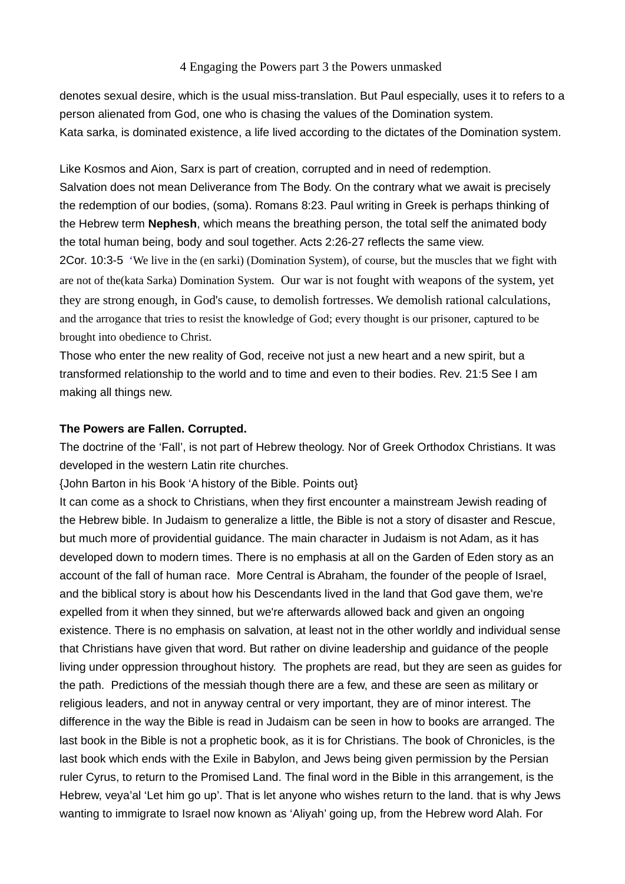denotes sexual desire, which is the usual miss-translation. But Paul especially, uses it to refers to a person alienated from God, one who is chasing the values of the Domination system.
Kata sarka, is dominated existence, a life lived according to the dictates of the Domination system.

Like Kosmos and Aion, Sarx is part of creation, corrupted and in need of redemption.
Salvation does not mean Deliverance from The Body. On the contrary what we await is precisely the redemption of our bodies, (soma). Romans 8:23. Paul writing in Greek is perhaps thinking of the Hebrew term **Nephesh**, which means the breathing person, the total self the animated body the total human being, body and soul together. Acts 2:26-27 reflects the same view.
2Cor. 10:3-5 'We live in the (en sarki) (Domination System), of course, but the muscles that we fight with are not of the(kata Sarka) Domination System. Our war is not fought with weapons of the system, yet they are strong enough, in God's cause, to demolish fortresses. We demolish rational calculations, and the arrogance that tries to resist the knowledge of God; every thought is our prisoner, captured to be brought into obedience to Christ.
Those who enter the new reality of God, receive not just a new heart and a new spirit, but a transformed relationship to the world and to time and even to their bodies. Rev. 21:5 See I am making all things new.

**The Powers are Fallen. Corrupted.**
The doctrine of the 'Fall', is not part of Hebrew theology. Nor of Greek Orthodox Christians. It was developed in the western Latin rite churches.
{John Barton in his Book 'A history of the Bible. Points out}
It can come as a shock to Christians, when they first encounter a mainstream Jewish reading of the Hebrew bible. In Judaism to generalize a little, the Bible is not a story of disaster and Rescue, but much more of providential guidance. The main character in Judaism is not Adam, as it has developed down to modern times. There is no emphasis at all on the Garden of Eden story as an account of the fall of human race. More Central is Abraham, the founder of the people of Israel, and the biblical story is about how his Descendants lived in the land that God gave them, we're expelled from it when they sinned, but we're afterwards allowed back and given an ongoing existence. There is no emphasis on salvation, at least not in the other worldly and individual sense that Christians have given that word. But rather on divine leadership and guidance of the people living under oppression throughout history. The prophets are read, but they are seen as guides for the path. Predictions of the messiah though there are a few, and these are seen as military or religious leaders, and not in anyway central or very important, they are of minor interest. The difference in the way the Bible is read in Judaism can be seen in how to books are arranged. The last book in the Bible is not a prophetic book, as it is for Christians. The book of Chronicles, is the last book which ends with the Exile in Babylon, and Jews being given permission by the Persian ruler Cyrus, to return to the Promised Land. The final word in the Bible in this arrangement, is the Hebrew, veya'al 'Let him go up'. That is let anyone who wishes return to the land. that is why Jews wanting to immigrate to Israel now known as 'Aliyah' going up, from the Hebrew word Alah. For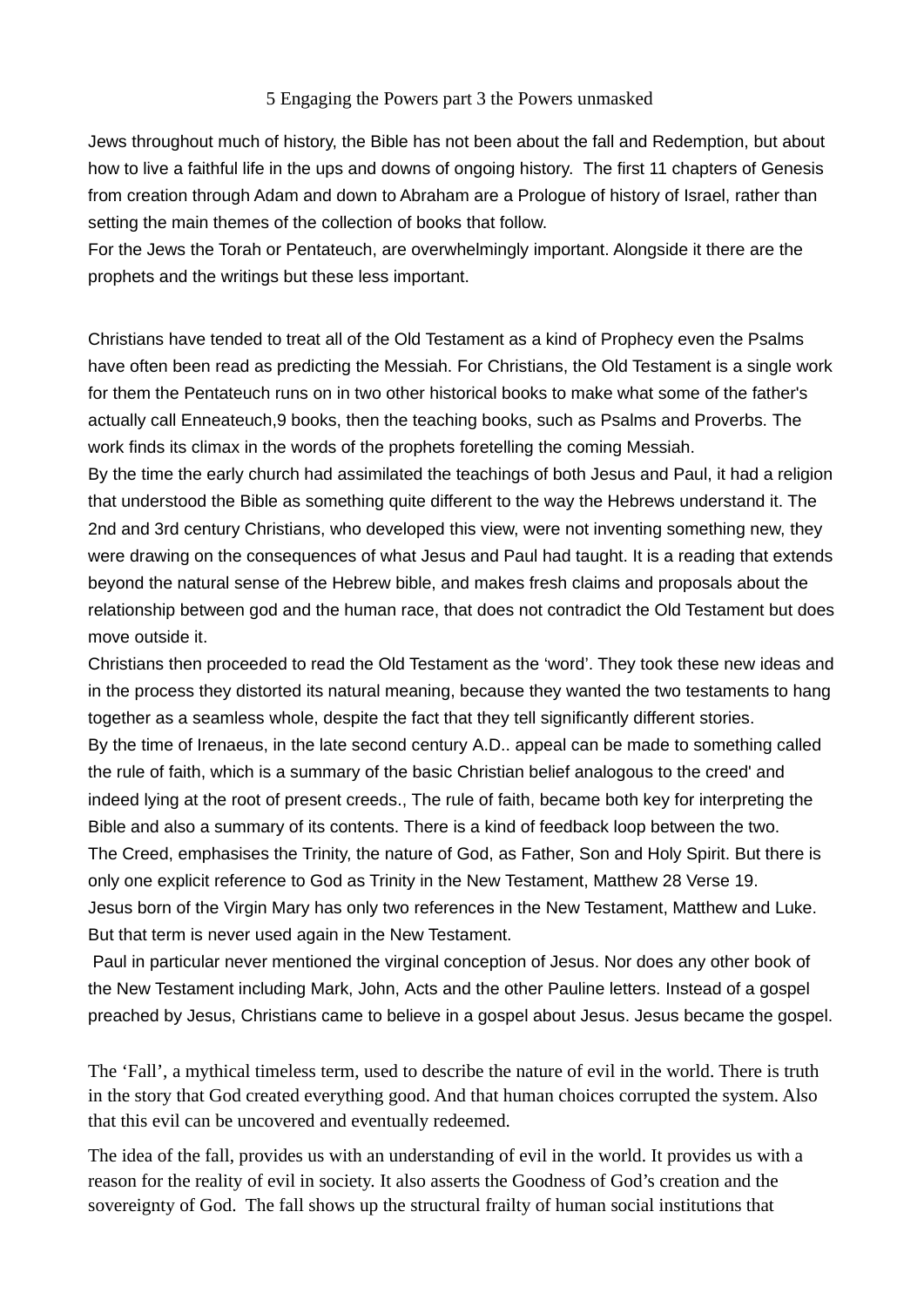5 Engaging the Powers part 3 the Powers unmasked

Jews throughout much of history, the Bible has not been about the fall and Redemption, but about how to live a faithful life in the ups and downs of ongoing history. The first 11 chapters of Genesis from creation through Adam and down to Abraham are a Prologue of history of Israel, rather than setting the main themes of the collection of books that follow.
For the Jews the Torah or Pentateuch, are overwhelmingly important. Alongside it there are the prophets and the writings but these less important.

Christians have tended to treat all of the Old Testament as a kind of Prophecy even the Psalms have often been read as predicting the Messiah. For Christians, the Old Testament is a single work for them the Pentateuch runs on in two other historical books to make what some of the father's actually call Enneateuch,9 books, then the teaching books, such as Psalms and Proverbs. The work finds its climax in the words of the prophets foretelling the coming Messiah.
By the time the early church had assimilated the teachings of both Jesus and Paul, it had a religion that understood the Bible as something quite different to the way the Hebrews understand it. The 2nd and 3rd century Christians, who developed this view, were not inventing something new, they were drawing on the consequences of what Jesus and Paul had taught. It is a reading that extends beyond the natural sense of the Hebrew bible, and makes fresh claims and proposals about the relationship between god and the human race, that does not contradict the Old Testament but does move outside it.
Christians then proceeded to read the Old Testament as the 'word'. They took these new ideas and in the process they distorted its natural meaning, because they wanted the two testaments to hang together as a seamless whole, despite the fact that they tell significantly different stories.
By the time of Irenaeus, in the late second century A.D.. appeal can be made to something called the rule of faith, which is a summary of the basic Christian belief analogous to the creed' and indeed lying at the root of present creeds., The rule of faith, became both key for interpreting the Bible and also a summary of its contents. There is a kind of feedback loop between the two.
The Creed, emphasises the Trinity, the nature of God, as Father, Son and Holy Spirit. But there is only one explicit reference to God as Trinity in the New Testament, Matthew 28 Verse 19.
Jesus born of the Virgin Mary has only two references in the New Testament, Matthew and Luke. But that term is never used again in the New Testament.
Paul in particular never mentioned the virginal conception of Jesus. Nor does any other book of the New Testament including Mark, John, Acts and the other Pauline letters. Instead of a gospel preached by Jesus, Christians came to believe in a gospel about Jesus. Jesus became the gospel.

The 'Fall', a mythical timeless term, used to describe the nature of evil in the world. There is truth in the story that God created everything good. And that human choices corrupted the system. Also that this evil can be uncovered and eventually redeemed.

The idea of the fall, provides us with an understanding of evil in the world. It provides us with a reason for the reality of evil in society. It also asserts the Goodness of God's creation and the sovereignty of God. The fall shows up the structural frailty of human social institutions that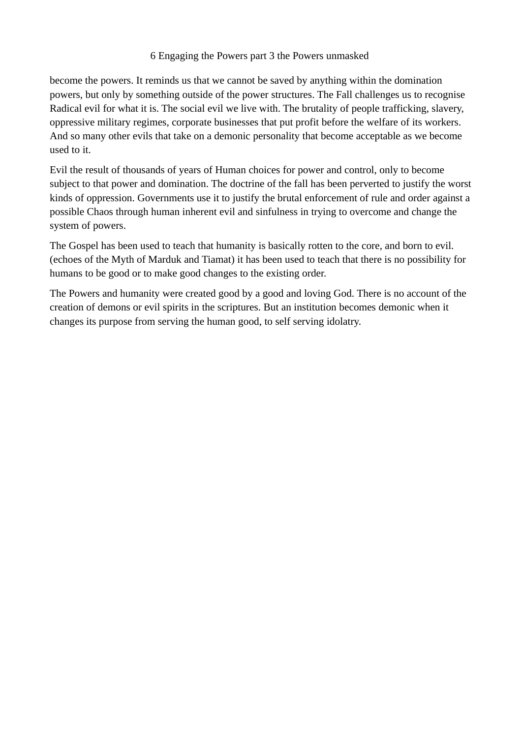become the powers. It reminds us that we cannot be saved by anything within the domination powers, but only by something outside of the power structures. The Fall challenges us to recognise Radical evil for what it is. The social evil we live with. The brutality of people trafficking, slavery, oppressive military regimes, corporate businesses that put profit before the welfare of its workers. And so many other evils that take on a demonic personality that become acceptable as we become used to it.

Evil the result of thousands of years of Human choices for power and control, only to become subject to that power and domination. The doctrine of the fall has been perverted to justify the worst kinds of oppression. Governments use it to justify the brutal enforcement of rule and order against a possible Chaos through human inherent evil and sinfulness in trying to overcome and change the system of powers.

The Gospel has been used to teach that humanity is basically rotten to the core, and born to evil. (echoes of the Myth of Marduk and Tiamat) it has been used to teach that there is no possibility for humans to be good or to make good changes to the existing order.

The Powers and humanity were created good by a good and loving God. There is no account of the creation of demons or evil spirits in the scriptures. But an institution becomes demonic when it changes its purpose from serving the human good, to self serving idolatry.